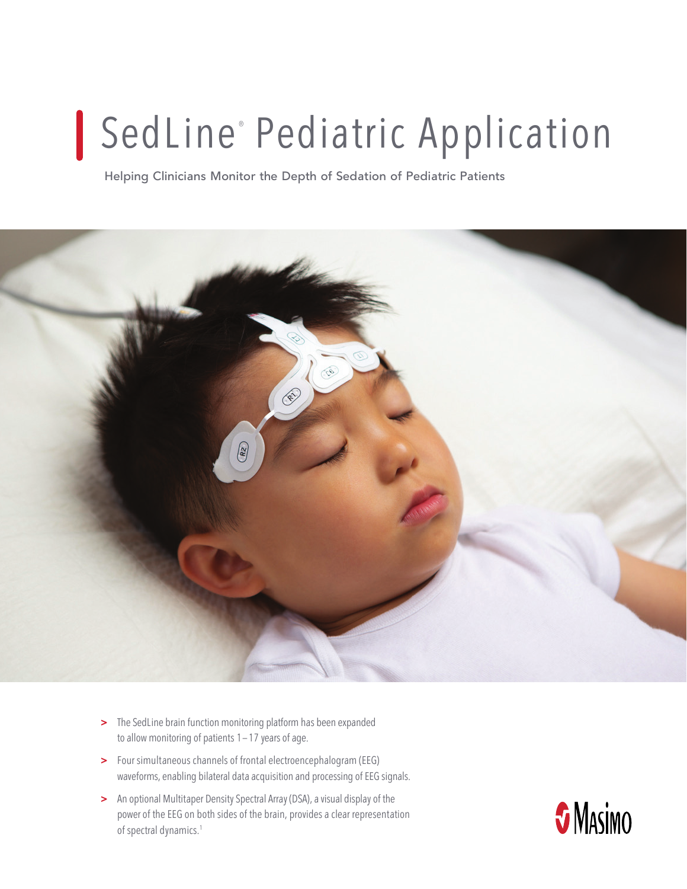# SedLine® Pediatric Application

Helping Clinicians Monitor the Depth of Sedation of Pediatric Patients

- The SedLine brain function monitoring platform has been expanded to allow monitoring of patients 1 – 17 years of age.
- Four simultaneous channels of frontal electroencephalogram (EEG) waveforms, enabling bilateral data acquisition and processing of EEG signals.
- An optional Multitaper Density Spectral Array (DSA), a visual display of the power of the EEG on both sides of the brain, provides a clear representation of spectral dynamics.[1]

Masimo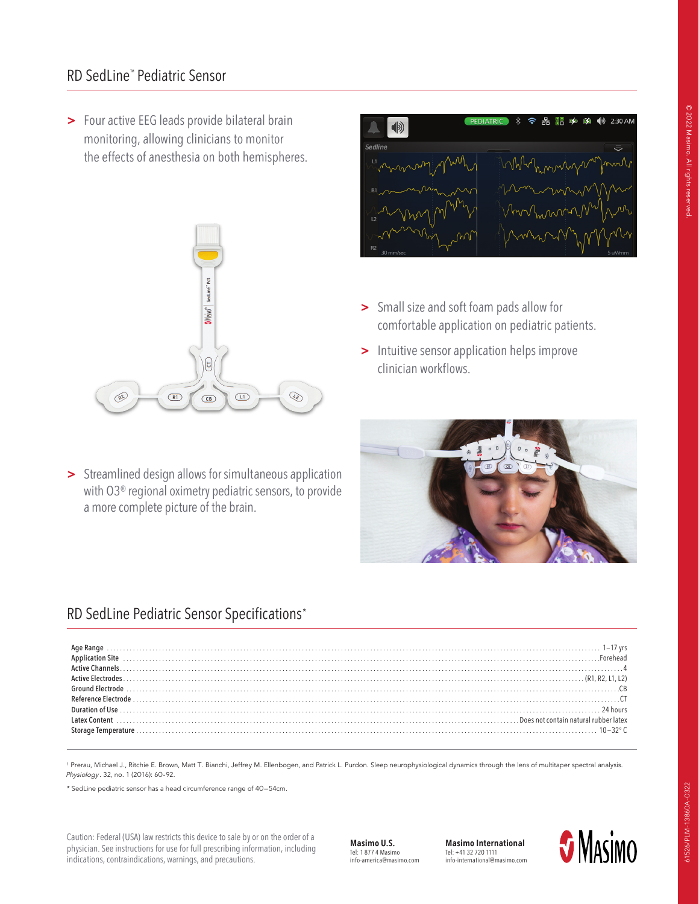## RD SedLine™ Pediatric Sensor

- Four active EEG leads provide bilateral brain monitoring, allowing clinicians to monitor the effects of anesthesia on both hemispheres.
- Small size and soft foam pads allow for comfortable application on pediatric patients.
- Intuitive sensor application helps improve clinician workflows.
- Streamlined design allows for simultaneous application with O3® regional oximetry pediatric sensors, to provide a more complete picture of the brain.

## RD SedLine Pediatric Sensor Specifications*

| | |
|---|---|
| Age Range | 1–17 yrs |
| Application Site | Forehead |
| Active Channels | 4 |
| Active Electrodes | (R1, R2, L1, L2) |
| Ground Electrode | CB |
| Reference Electrode | CT |
| Duration of Use | 24 hours |
| Latex Content | Does not contain natural rubber latex |
| Storage Temperature | 10–32° C |

[1] Prerau, Michael J., Ritchie E. Brown, Matt T. Bianchi, Jeffrey M. Ellenbogen, and Patrick L. Purdon. Sleep neurophysiological dynamics through the lens of multitaper spectral analysis. *Physiology*. 32, no. 1 (2016): 60-92.

* SedLine pediatric sensor has a head circumference range of 40–54cm.

Caution: Federal (USA) law restricts this device to sale by or on the order of a physician. See instructions for use for full prescribing information, including indications, contraindications, warnings, and precautions.

**Masimo U.S.**
Tel: 1 877 4 Masimo
info-america@masimo.com

**Masimo International**
Tel: +41 32 720 1111
info-international@masimo.com

© 2022 Masimo. All rights reserved.

61526/PLM-13860A-0322